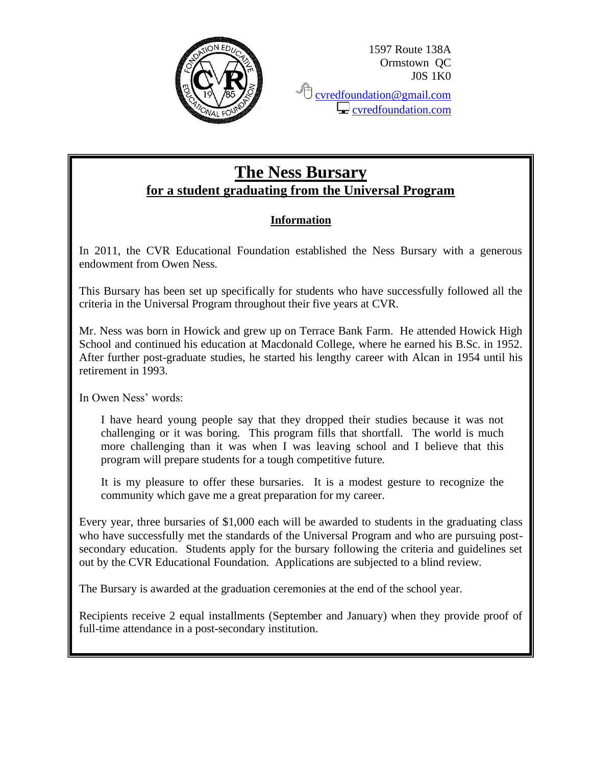1597 Route 138A
Ormstown QC
J0S 1K0

cvredfoundation@gmail.com
cvredfoundation.com

# The Ness Bursary

## for a student graduating from the Universal Program

### Information

In 2011, the CVR Educational Foundation established the Ness Bursary with a generous endowment from Owen Ness.

This Bursary has been set up specifically for students who have successfully followed all the criteria in the Universal Program throughout their five years at CVR.

Mr. Ness was born in Howick and grew up on Terrace Bank Farm. He attended Howick High School and continued his education at Macdonald College, where he earned his B.Sc. in 1952. After further post-graduate studies, he started his lengthy career with Alcan in 1954 until his retirement in 1993.

In Owen Ness' words:

> I have heard young people say that they dropped their studies because it was not challenging or it was boring. This program fills that shortfall. The world is much more challenging than it was when I was leaving school and I believe that this program will prepare students for a tough competitive future.
>
> It is my pleasure to offer these bursaries. It is a modest gesture to recognize the community which gave me a great preparation for my career.

Every year, three bursaries of $1,000 each will be awarded to students in the graduating class who have successfully met the standards of the Universal Program and who are pursuing post-secondary education. Students apply for the bursary following the criteria and guidelines set out by the CVR Educational Foundation. Applications are subjected to a blind review.

The Bursary is awarded at the graduation ceremonies at the end of the school year.

Recipients receive 2 equal installments (September and January) when they provide proof of full-time attendance in a post-secondary institution.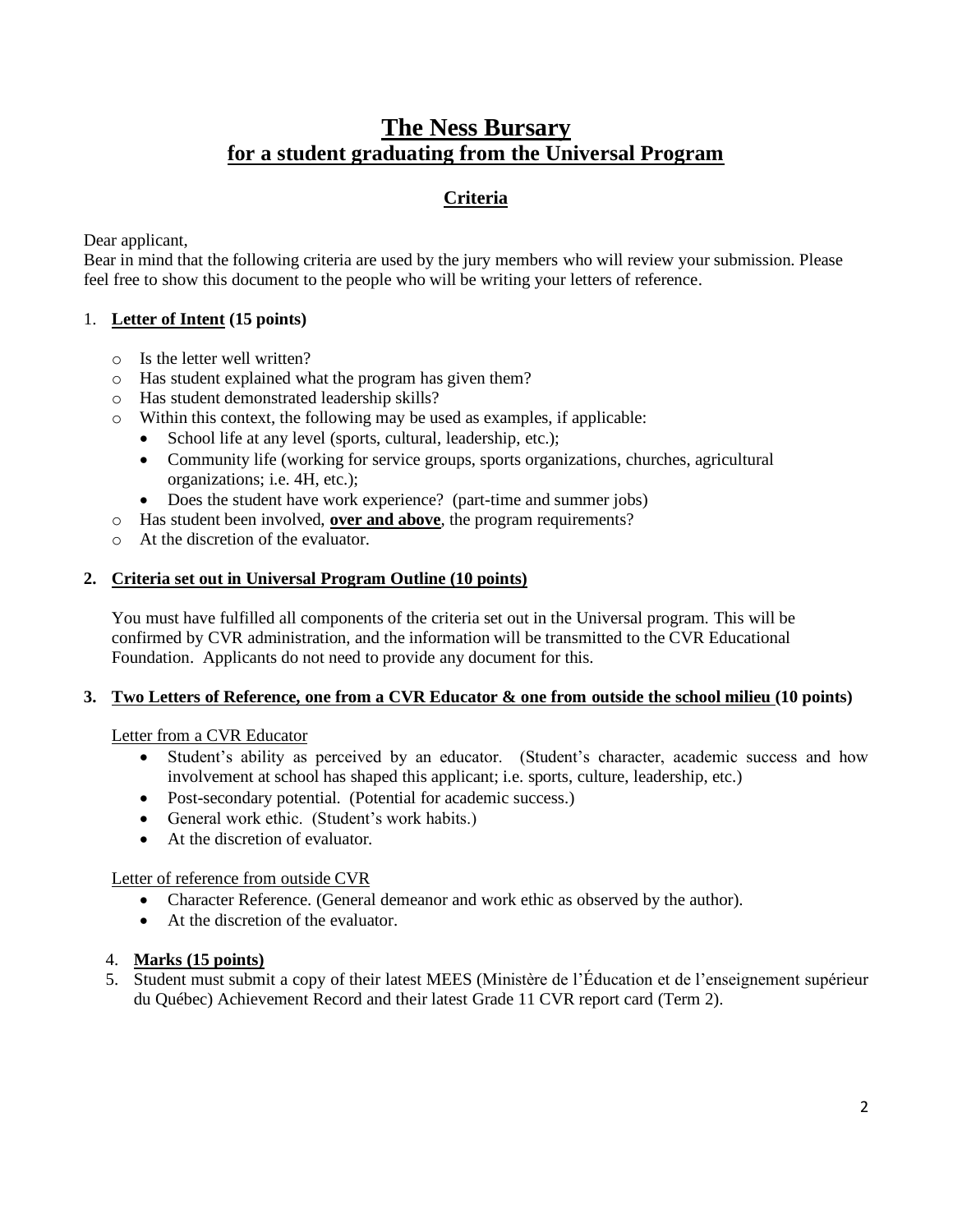# The Ness Bursary
## for a student graduating from the Universal Program

### Criteria

Dear applicant,
Bear in mind that the following criteria are used by the jury members who will review your submission. Please feel free to show this document to the people who will be writing your letters of reference.

1. **Letter of Intent (15 points)**

   - Is the letter well written?
   - Has student explained what the program has given them?
   - Has student demonstrated leadership skills?
   - Within this context, the following may be used as examples, if applicable:
     - School life at any level (sports, cultural, leadership, etc.);
     - Community life (working for service groups, sports organizations, churches, agricultural organizations; i.e. 4H, etc.);
     - Does the student have work experience? (part-time and summer jobs)
   - Has student been involved, **over and above**, the program requirements?
   - At the discretion of the evaluator.

2. **Criteria set out in Universal Program Outline (10 points)**

   You must have fulfilled all components of the criteria set out in the Universal program. This will be confirmed by CVR administration, and the information will be transmitted to the CVR Educational Foundation. Applicants do not need to provide any document for this.

3. **Two Letters of Reference, one from a CVR Educator & one from outside the school milieu (10 points)**

   Letter from a CVR Educator
   - Student's ability as perceived by an educator. (Student's character, academic success and how involvement at school has shaped this applicant; i.e. sports, culture, leadership, etc.)
   - Post-secondary potential. (Potential for academic success.)
   - General work ethic. (Student's work habits.)
   - At the discretion of evaluator.

   Letter of reference from outside CVR
   - Character Reference. (General demeanor and work ethic as observed by the author).
   - At the discretion of the evaluator.

4. **Marks (15 points)**
5. Student must submit a copy of their latest MEES (Ministère de l'Éducation et de l'enseignement supérieur du Québec) Achievement Record and their latest Grade 11 CVR report card (Term 2).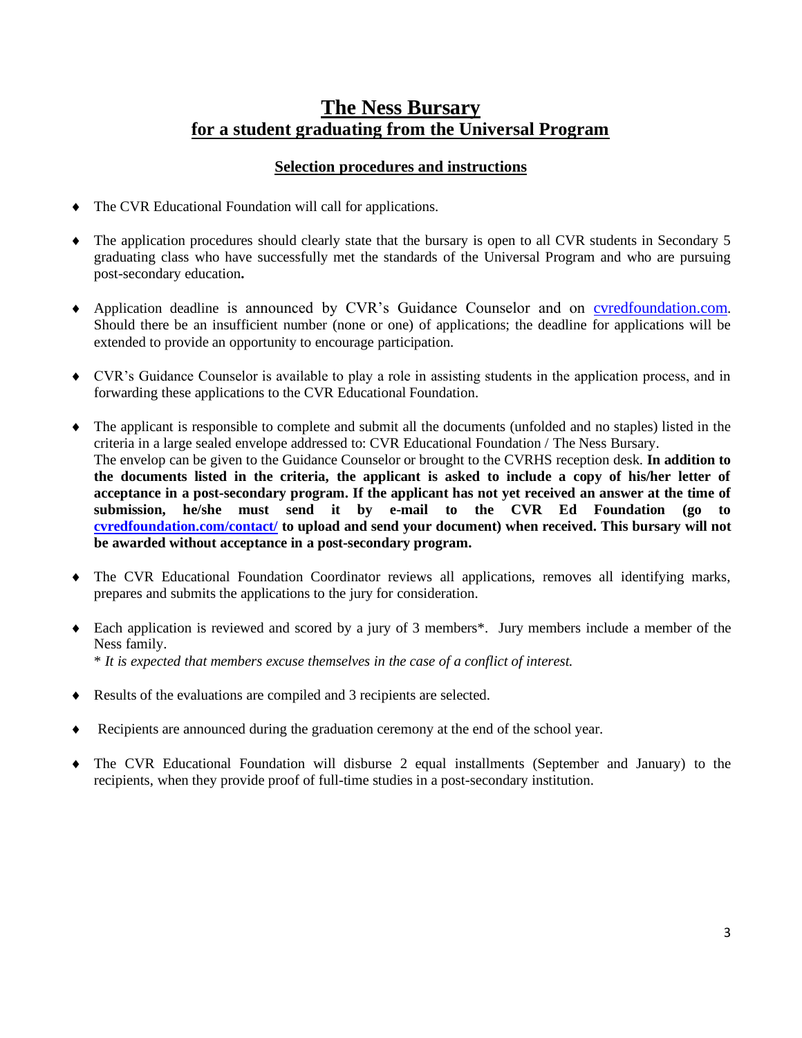# The Ness Bursary
## for a student graduating from the Universal Program

### Selection procedures and instructions

- The CVR Educational Foundation will call for applications.

- The application procedures should clearly state that the bursary is open to all CVR students in Secondary 5 graduating class who have successfully met the standards of the Universal Program and who are pursuing post-secondary education**.**

- Application deadline is announced by CVR's Guidance Counselor and on cvredfoundation.com. Should there be an insufficient number (none or one) of applications; the deadline for applications will be extended to provide an opportunity to encourage participation.

- CVR's Guidance Counselor is available to play a role in assisting students in the application process, and in forwarding these applications to the CVR Educational Foundation.

- The applicant is responsible to complete and submit all the documents (unfolded and no staples) listed in the criteria in a large sealed envelope addressed to: CVR Educational Foundation / The Ness Bursary.
  The envelop can be given to the Guidance Counselor or brought to the CVRHS reception desk. **In addition to the documents listed in the criteria, the applicant is asked to include a copy of his/her letter of acceptance in a post-secondary program. If the applicant has not yet received an answer at the time of submission, he/she must send it by e-mail to the CVR Ed Foundation (go to cvredfoundation.com/contact/ to upload and send your document) when received. This bursary will not be awarded without acceptance in a post-secondary program.**

- The CVR Educational Foundation Coordinator reviews all applications, removes all identifying marks, prepares and submits the applications to the jury for consideration.

- Each application is reviewed and scored by a jury of 3 members*. Jury members include a member of the Ness family.
  \* *It is expected that members excuse themselves in the case of a conflict of interest.*

- Results of the evaluations are compiled and 3 recipients are selected.

- Recipients are announced during the graduation ceremony at the end of the school year.

- The CVR Educational Foundation will disburse 2 equal installments (September and January) to the recipients, when they provide proof of full-time studies in a post-secondary institution.